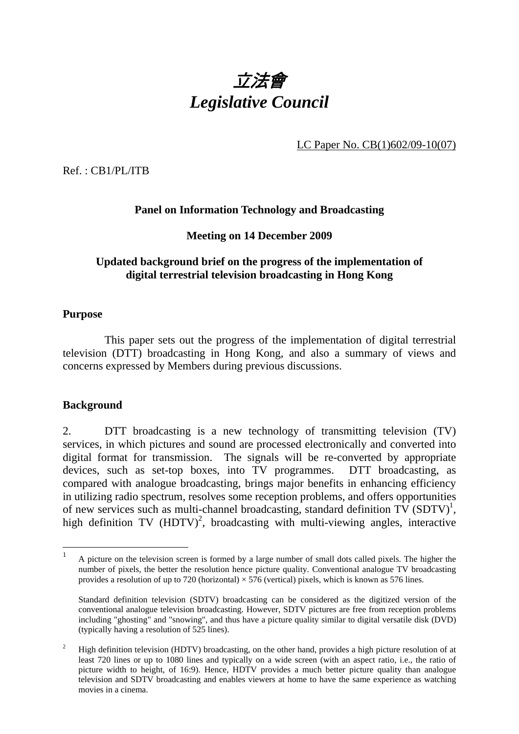# 立法會
# *Legislative Council*

LC Paper No. CB(1)602/09-10(07)

Ref. : CB1/PL/ITB

**Panel on Information Technology and Broadcasting**

**Meeting on 14 December 2009**

**Updated background brief on the progress of the implementation of digital terrestrial television broadcasting in Hong Kong**

## Purpose

This paper sets out the progress of the implementation of digital terrestrial television (DTT) broadcasting in Hong Kong, and also a summary of views and concerns expressed by Members during previous discussions.

## Background

2. DTT broadcasting is a new technology of transmitting television (TV) services, in which pictures and sound are processed electronically and converted into digital format for transmission. The signals will be re-converted by appropriate devices, such as set-top boxes, into TV programmes. DTT broadcasting, as compared with analogue broadcasting, brings major benefits in enhancing efficiency in utilizing radio spectrum, resolves some reception problems, and offers opportunities of new services such as multi-channel broadcasting, standard definition TV (SDTV)[1], high definition TV (HDTV)[2], broadcasting with multi-viewing angles, interactive

---

[1] A picture on the television screen is formed by a large number of small dots called pixels. The higher the number of pixels, the better the resolution hence picture quality. Conventional analogue TV broadcasting provides a resolution of up to 720 (horizontal) × 576 (vertical) pixels, which is known as 576 lines.

Standard definition television (SDTV) broadcasting can be considered as the digitized version of the conventional analogue television broadcasting. However, SDTV pictures are free from reception problems including "ghosting" and "snowing", and thus have a picture quality similar to digital versatile disk (DVD) (typically having a resolution of 525 lines).

[2] High definition television (HDTV) broadcasting, on the other hand, provides a high picture resolution of at least 720 lines or up to 1080 lines and typically on a wide screen (with an aspect ratio, i.e., the ratio of picture width to height, of 16:9). Hence, HDTV provides a much better picture quality than analogue television and SDTV broadcasting and enables viewers at home to have the same experience as watching movies in a cinema.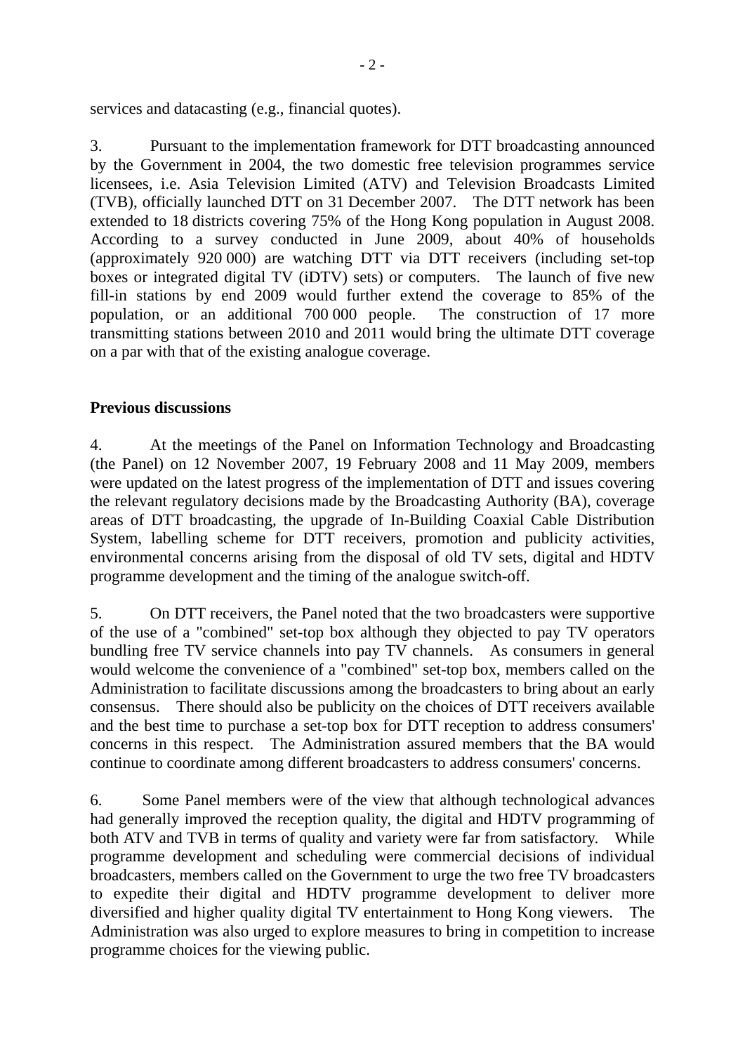services and datacasting (e.g., financial quotes).

3. Pursuant to the implementation framework for DTT broadcasting announced by the Government in 2004, the two domestic free television programmes service licensees, i.e. Asia Television Limited (ATV) and Television Broadcasts Limited (TVB), officially launched DTT on 31 December 2007. The DTT network has been extended to 18 districts covering 75% of the Hong Kong population in August 2008. According to a survey conducted in June 2009, about 40% of households (approximately 920 000) are watching DTT via DTT receivers (including set-top boxes or integrated digital TV (iDTV) sets) or computers. The launch of five new fill-in stations by end 2009 would further extend the coverage to 85% of the population, or an additional 700 000 people. The construction of 17 more transmitting stations between 2010 and 2011 would bring the ultimate DTT coverage on a par with that of the existing analogue coverage.

**Previous discussions**

4. At the meetings of the Panel on Information Technology and Broadcasting (the Panel) on 12 November 2007, 19 February 2008 and 11 May 2009, members were updated on the latest progress of the implementation of DTT and issues covering the relevant regulatory decisions made by the Broadcasting Authority (BA), coverage areas of DTT broadcasting, the upgrade of In-Building Coaxial Cable Distribution System, labelling scheme for DTT receivers, promotion and publicity activities, environmental concerns arising from the disposal of old TV sets, digital and HDTV programme development and the timing of the analogue switch-off.

5. On DTT receivers, the Panel noted that the two broadcasters were supportive of the use of a "combined" set-top box although they objected to pay TV operators bundling free TV service channels into pay TV channels. As consumers in general would welcome the convenience of a "combined" set-top box, members called on the Administration to facilitate discussions among the broadcasters to bring about an early consensus. There should also be publicity on the choices of DTT receivers available and the best time to purchase a set-top box for DTT reception to address consumers' concerns in this respect. The Administration assured members that the BA would continue to coordinate among different broadcasters to address consumers' concerns.

6. Some Panel members were of the view that although technological advances had generally improved the reception quality, the digital and HDTV programming of both ATV and TVB in terms of quality and variety were far from satisfactory. While programme development and scheduling were commercial decisions of individual broadcasters, members called on the Government to urge the two free TV broadcasters to expedite their digital and HDTV programme development to deliver more diversified and higher quality digital TV entertainment to Hong Kong viewers. The Administration was also urged to explore measures to bring in competition to increase programme choices for the viewing public.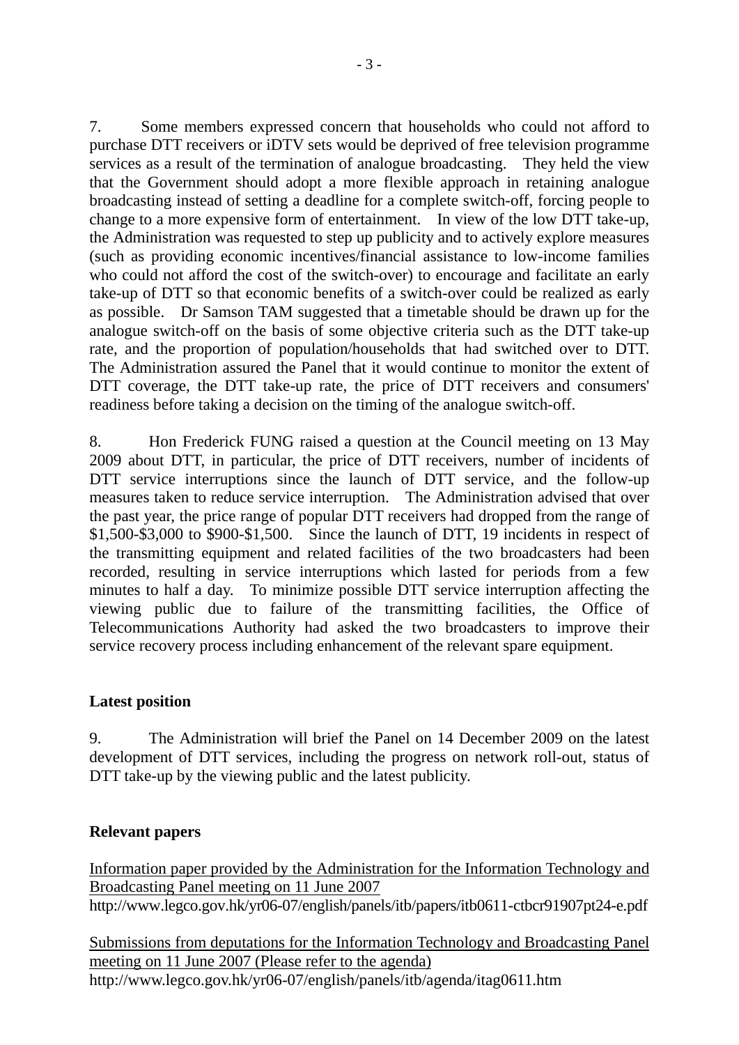7. Some members expressed concern that households who could not afford to purchase DTT receivers or iDTV sets would be deprived of free television programme services as a result of the termination of analogue broadcasting. They held the view that the Government should adopt a more flexible approach in retaining analogue broadcasting instead of setting a deadline for a complete switch-off, forcing people to change to a more expensive form of entertainment. In view of the low DTT take-up, the Administration was requested to step up publicity and to actively explore measures (such as providing economic incentives/financial assistance to low-income families who could not afford the cost of the switch-over) to encourage and facilitate an early take-up of DTT so that economic benefits of a switch-over could be realized as early as possible. Dr Samson TAM suggested that a timetable should be drawn up for the analogue switch-off on the basis of some objective criteria such as the DTT take-up rate, and the proportion of population/households that had switched over to DTT. The Administration assured the Panel that it would continue to monitor the extent of DTT coverage, the DTT take-up rate, the price of DTT receivers and consumers' readiness before taking a decision on the timing of the analogue switch-off.

8. Hon Frederick FUNG raised a question at the Council meeting on 13 May 2009 about DTT, in particular, the price of DTT receivers, number of incidents of DTT service interruptions since the launch of DTT service, and the follow-up measures taken to reduce service interruption. The Administration advised that over the past year, the price range of popular DTT receivers had dropped from the range of $1,500-$3,000 to $900-$1,500. Since the launch of DTT, 19 incidents in respect of the transmitting equipment and related facilities of the two broadcasters had been recorded, resulting in service interruptions which lasted for periods from a few minutes to half a day. To minimize possible DTT service interruption affecting the viewing public due to failure of the transmitting facilities, the Office of Telecommunications Authority had asked the two broadcasters to improve their service recovery process including enhancement of the relevant spare equipment.

**Latest position**

9. The Administration will brief the Panel on 14 December 2009 on the latest development of DTT services, including the progress on network roll-out, status of DTT take-up by the viewing public and the latest publicity.

**Relevant papers**

Information paper provided by the Administration for the Information Technology and Broadcasting Panel meeting on 11 June 2007
http://www.legco.gov.hk/yr06-07/english/panels/itb/papers/itb0611-ctbcr91907pt24-e.pdf

Submissions from deputations for the Information Technology and Broadcasting Panel meeting on 11 June 2007 (Please refer to the agenda)
http://www.legco.gov.hk/yr06-07/english/panels/itb/agenda/itag0611.htm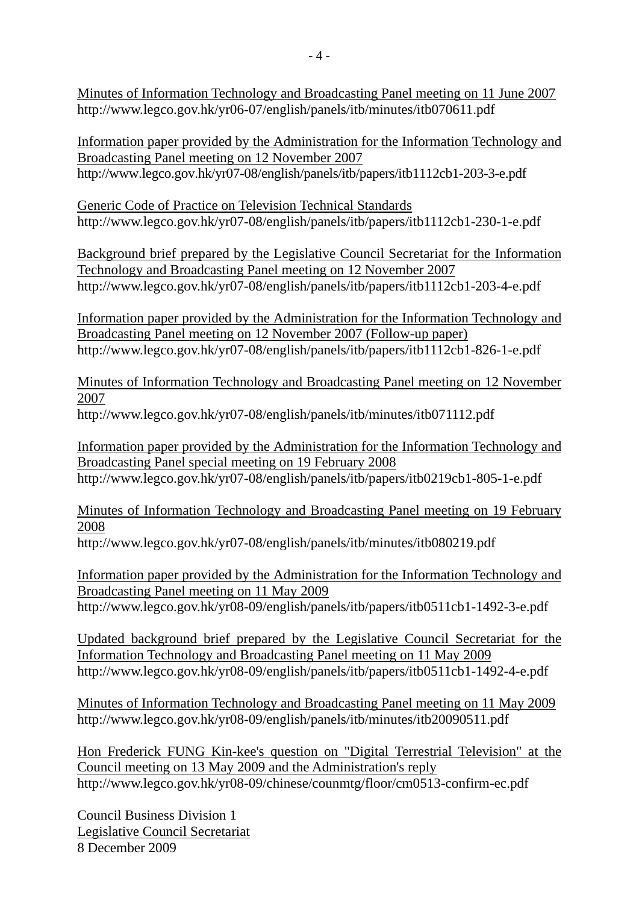Minutes of Information Technology and Broadcasting Panel meeting on 11 June 2007
http://www.legco.gov.hk/yr06-07/english/panels/itb/minutes/itb070611.pdf

Information paper provided by the Administration for the Information Technology and Broadcasting Panel meeting on 12 November 2007
http://www.legco.gov.hk/yr07-08/english/panels/itb/papers/itb1112cb1-203-3-e.pdf

Generic Code of Practice on Television Technical Standards
http://www.legco.gov.hk/yr07-08/english/panels/itb/papers/itb1112cb1-230-1-e.pdf

Background brief prepared by the Legislative Council Secretariat for the Information Technology and Broadcasting Panel meeting on 12 November 2007
http://www.legco.gov.hk/yr07-08/english/panels/itb/papers/itb1112cb1-203-4-e.pdf

Information paper provided by the Administration for the Information Technology and Broadcasting Panel meeting on 12 November 2007 (Follow-up paper)
http://www.legco.gov.hk/yr07-08/english/panels/itb/papers/itb1112cb1-826-1-e.pdf

Minutes of Information Technology and Broadcasting Panel meeting on 12 November 2007
http://www.legco.gov.hk/yr07-08/english/panels/itb/minutes/itb071112.pdf

Information paper provided by the Administration for the Information Technology and Broadcasting Panel special meeting on 19 February 2008
http://www.legco.gov.hk/yr07-08/english/panels/itb/papers/itb0219cb1-805-1-e.pdf

Minutes of Information Technology and Broadcasting Panel meeting on 19 February 2008
http://www.legco.gov.hk/yr07-08/english/panels/itb/minutes/itb080219.pdf

Information paper provided by the Administration for the Information Technology and Broadcasting Panel meeting on 11 May 2009
http://www.legco.gov.hk/yr08-09/english/panels/itb/papers/itb0511cb1-1492-3-e.pdf

Updated background brief prepared by the Legislative Council Secretariat for the Information Technology and Broadcasting Panel meeting on 11 May 2009
http://www.legco.gov.hk/yr08-09/english/panels/itb/papers/itb0511cb1-1492-4-e.pdf

Minutes of Information Technology and Broadcasting Panel meeting on 11 May 2009
http://www.legco.gov.hk/yr08-09/english/panels/itb/minutes/itb20090511.pdf

Hon Frederick FUNG Kin-kee's question on "Digital Terrestrial Television" at the Council meeting on 13 May 2009 and the Administration's reply
http://www.legco.gov.hk/yr08-09/chinese/counmtg/floor/cm0513-confirm-ec.pdf

Council Business Division 1
Legislative Council Secretariat
8 December 2009